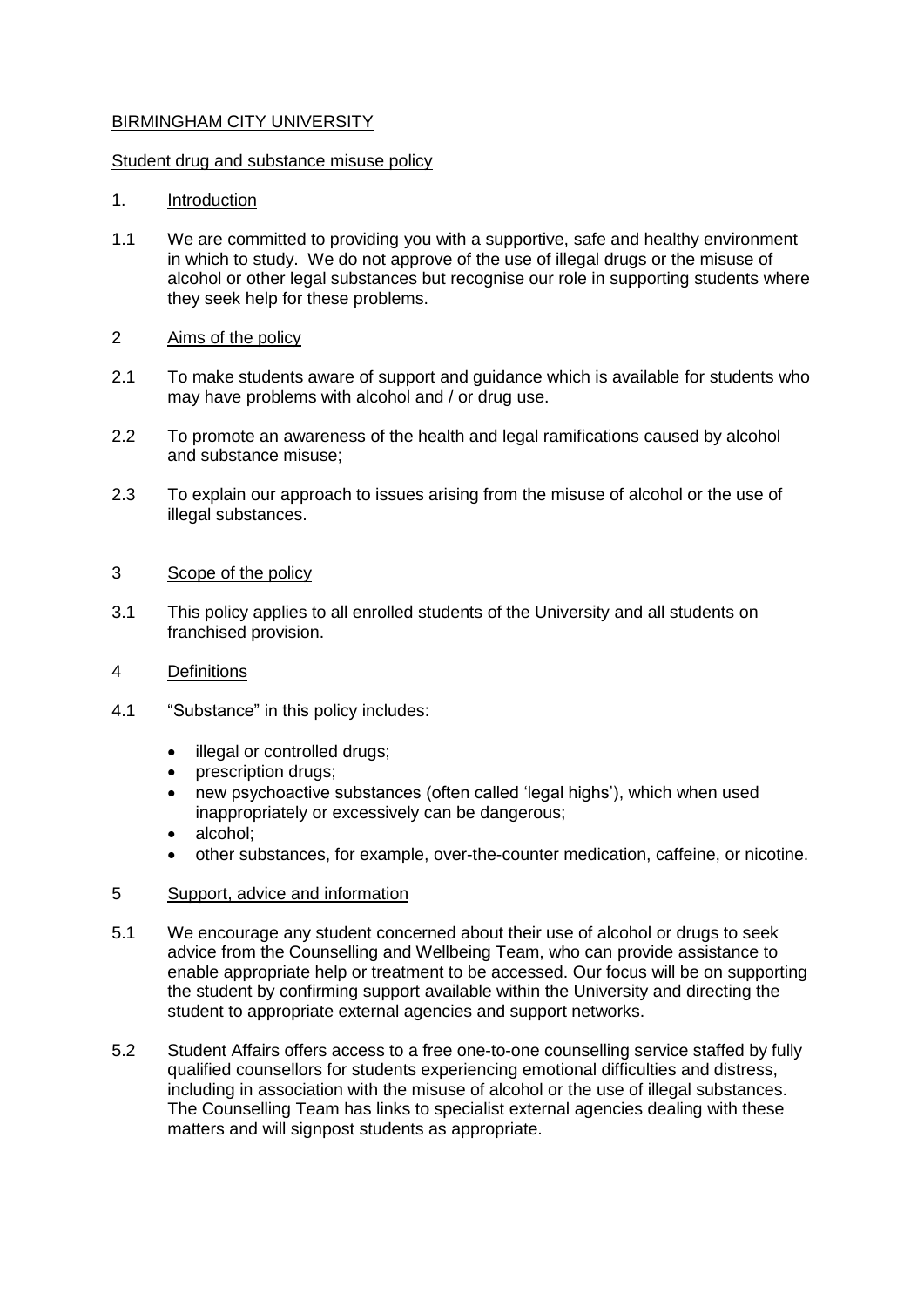# BIRMINGHAM CITY UNIVERSITY

## Student drug and substance misuse policy

### 1. Introduction

1.1 We are committed to providing you with a supportive, safe and healthy environment in which to study. We do not approve of the use of illegal drugs or the misuse of alcohol or other legal substances but recognise our role in supporting students where they seek help for these problems.

### 2 Aims of the policy

2.1 To make students aware of support and guidance which is available for students who may have problems with alcohol and / or drug use.

2.2 To promote an awareness of the health and legal ramifications caused by alcohol and substance misuse;

2.3 To explain our approach to issues arising from the misuse of alcohol or the use of illegal substances.

### 3 Scope of the policy

3.1 This policy applies to all enrolled students of the University and all students on franchised provision.

### 4 Definitions

4.1 "Substance" in this policy includes:

- illegal or controlled drugs;
- prescription drugs;
- new psychoactive substances (often called 'legal highs'), which when used inappropriately or excessively can be dangerous;
- alcohol;
- other substances, for example, over-the-counter medication, caffeine, or nicotine.

### 5 Support, advice and information

5.1 We encourage any student concerned about their use of alcohol or drugs to seek advice from the Counselling and Wellbeing Team, who can provide assistance to enable appropriate help or treatment to be accessed. Our focus will be on supporting the student by confirming support available within the University and directing the student to appropriate external agencies and support networks.

5.2 Student Affairs offers access to a free one-to-one counselling service staffed by fully qualified counsellors for students experiencing emotional difficulties and distress, including in association with the misuse of alcohol or the use of illegal substances. The Counselling Team has links to specialist external agencies dealing with these matters and will signpost students as appropriate.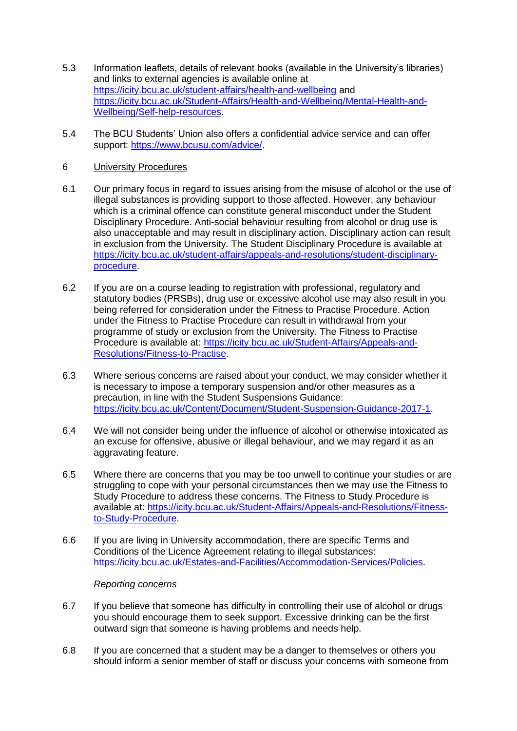5.3 Information leaflets, details of relevant books (available in the University's libraries) and links to external agencies is available online at [https://icity.bcu.ac.uk/student-affairs/health-and-wellbeing](https://icity.bcu.ac.uk/student-affairs/health-and-wellbeing) and [https://icity.bcu.ac.uk/Student-Affairs/Health-and-Wellbeing/Mental-Health-and-Wellbeing/Self-help-resources](https://icity.bcu.ac.uk/Student-Affairs/Health-and-Wellbeing/Mental-Health-and-Wellbeing/Self-help-resources).

5.4 The BCU Students' Union also offers a confidential advice service and can offer support: [https://www.bcusu.com/advice/](https://www.bcusu.com/advice/).

## 6 University Procedures

6.1 Our primary focus in regard to issues arising from the misuse of alcohol or the use of illegal substances is providing support to those affected. However, any behaviour which is a criminal offence can constitute general misconduct under the Student Disciplinary Procedure. Anti-social behaviour resulting from alcohol or drug use is also unacceptable and may result in disciplinary action. Disciplinary action can result in exclusion from the University. The Student Disciplinary Procedure is available at [https://icity.bcu.ac.uk/student-affairs/appeals-and-resolutions/student-disciplinary-procedure](https://icity.bcu.ac.uk/student-affairs/appeals-and-resolutions/student-disciplinary-procedure).

6.2 If you are on a course leading to registration with professional, regulatory and statutory bodies (PRSBs), drug use or excessive alcohol use may also result in you being referred for consideration under the Fitness to Practise Procedure. Action under the Fitness to Practise Procedure can result in withdrawal from your programme of study or exclusion from the University. The Fitness to Practise Procedure is available at: [https://icity.bcu.ac.uk/Student-Affairs/Appeals-and-Resolutions/Fitness-to-Practise](https://icity.bcu.ac.uk/Student-Affairs/Appeals-and-Resolutions/Fitness-to-Practise).

6.3 Where serious concerns are raised about your conduct, we may consider whether it is necessary to impose a temporary suspension and/or other measures as a precaution, in line with the Student Suspensions Guidance: [https://icity.bcu.ac.uk/Content/Document/Student-Suspension-Guidance-2017-1](https://icity.bcu.ac.uk/Content/Document/Student-Suspension-Guidance-2017-1).

6.4 We will not consider being under the influence of alcohol or otherwise intoxicated as an excuse for offensive, abusive or illegal behaviour, and we may regard it as an aggravating feature.

6.5 Where there are concerns that you may be too unwell to continue your studies or are struggling to cope with your personal circumstances then we may use the Fitness to Study Procedure to address these concerns. The Fitness to Study Procedure is available at: [https://icity.bcu.ac.uk/Student-Affairs/Appeals-and-Resolutions/Fitness-to-Study-Procedure](https://icity.bcu.ac.uk/Student-Affairs/Appeals-and-Resolutions/Fitness-to-Study-Procedure).

6.6 If you are living in University accommodation, there are specific Terms and Conditions of the Licence Agreement relating to illegal substances: [https://icity.bcu.ac.uk/Estates-and-Facilities/Accommodation-Services/Policies](https://icity.bcu.ac.uk/Estates-and-Facilities/Accommodation-Services/Policies).

*Reporting concerns*

6.7 If you believe that someone has difficulty in controlling their use of alcohol or drugs you should encourage them to seek support. Excessive drinking can be the first outward sign that someone is having problems and needs help.

6.8 If you are concerned that a student may be a danger to themselves or others you should inform a senior member of staff or discuss your concerns with someone from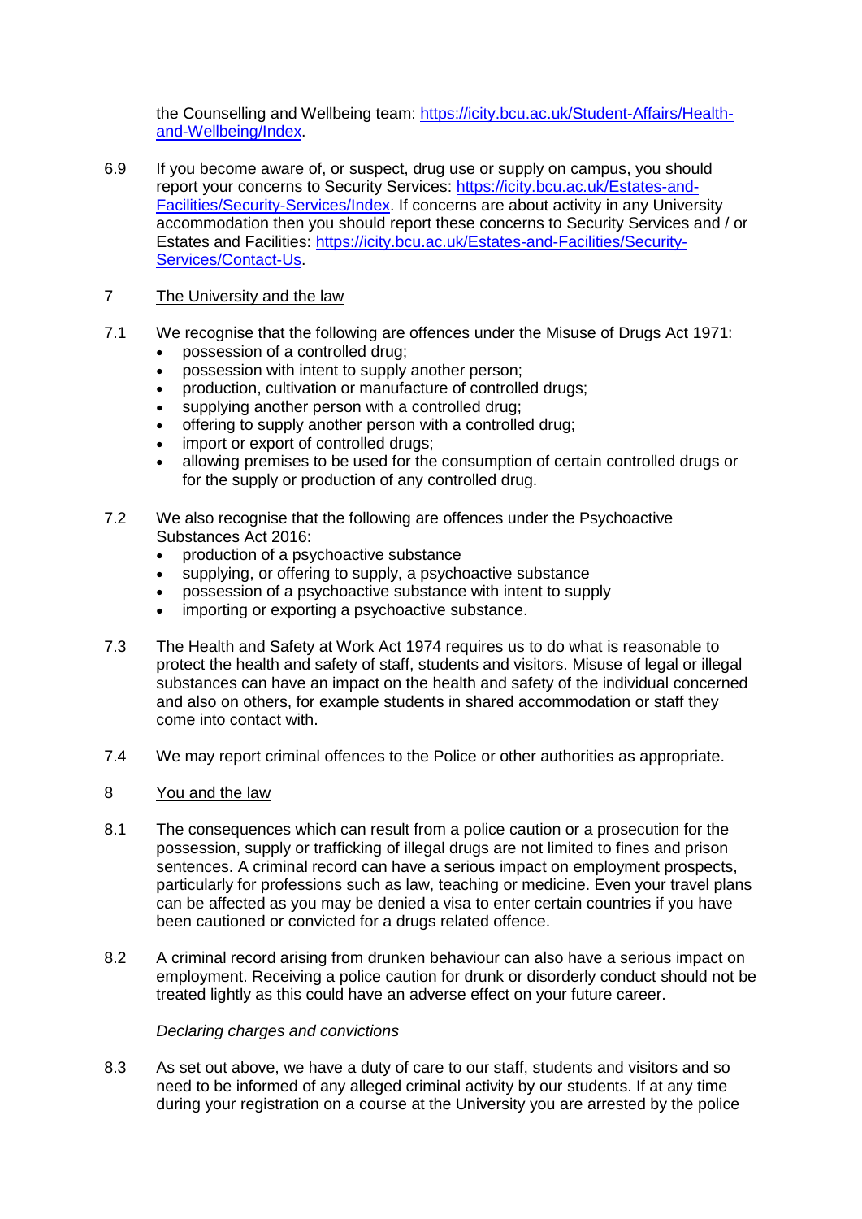the Counselling and Wellbeing team: [https://icity.bcu.ac.uk/Student-Affairs/Health-and-Wellbeing/Index](https://icity.bcu.ac.uk/Student-Affairs/Health-and-Wellbeing/Index).

6.9 If you become aware of, or suspect, drug use or supply on campus, you should report your concerns to Security Services: [https://icity.bcu.ac.uk/Estates-and-Facilities/Security-Services/Index](https://icity.bcu.ac.uk/Estates-and-Facilities/Security-Services/Index). If concerns are about activity in any University accommodation then you should report these concerns to Security Services and / or Estates and Facilities: [https://icity.bcu.ac.uk/Estates-and-Facilities/Security-Services/Contact-Us](https://icity.bcu.ac.uk/Estates-and-Facilities/Security-Services/Contact-Us).

## 7 The University and the law

7.1 We recognise that the following are offences under the Misuse of Drugs Act 1971:

- possession of a controlled drug;
- possession with intent to supply another person;
- production, cultivation or manufacture of controlled drugs;
- supplying another person with a controlled drug;
- offering to supply another person with a controlled drug;
- import or export of controlled drugs;
- allowing premises to be used for the consumption of certain controlled drugs or for the supply or production of any controlled drug.

7.2 We also recognise that the following are offences under the Psychoactive Substances Act 2016:

- production of a psychoactive substance
- supplying, or offering to supply, a psychoactive substance
- possession of a psychoactive substance with intent to supply
- importing or exporting a psychoactive substance.

7.3 The Health and Safety at Work Act 1974 requires us to do what is reasonable to protect the health and safety of staff, students and visitors. Misuse of legal or illegal substances can have an impact on the health and safety of the individual concerned and also on others, for example students in shared accommodation or staff they come into contact with.

7.4 We may report criminal offences to the Police or other authorities as appropriate.

## 8 You and the law

8.1 The consequences which can result from a police caution or a prosecution for the possession, supply or trafficking of illegal drugs are not limited to fines and prison sentences. A criminal record can have a serious impact on employment prospects, particularly for professions such as law, teaching or medicine. Even your travel plans can be affected as you may be denied a visa to enter certain countries if you have been cautioned or convicted for a drugs related offence.

8.2 A criminal record arising from drunken behaviour can also have a serious impact on employment. Receiving a police caution for drunk or disorderly conduct should not be treated lightly as this could have an adverse effect on your future career.

*Declaring charges and convictions*

8.3 As set out above, we have a duty of care to our staff, students and visitors and so need to be informed of any alleged criminal activity by our students. If at any time during your registration on a course at the University you are arrested by the police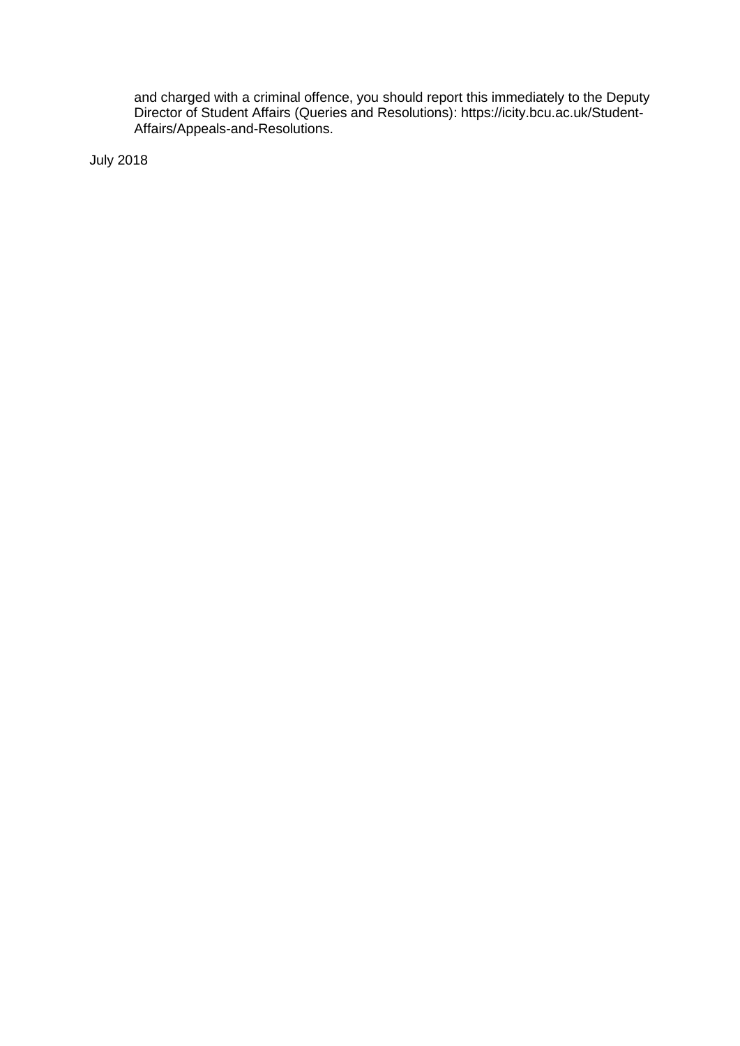and charged with a criminal offence, you should report this immediately to the Deputy Director of Student Affairs (Queries and Resolutions): https://icity.bcu.ac.uk/Student-Affairs/Appeals-and-Resolutions.

July 2018